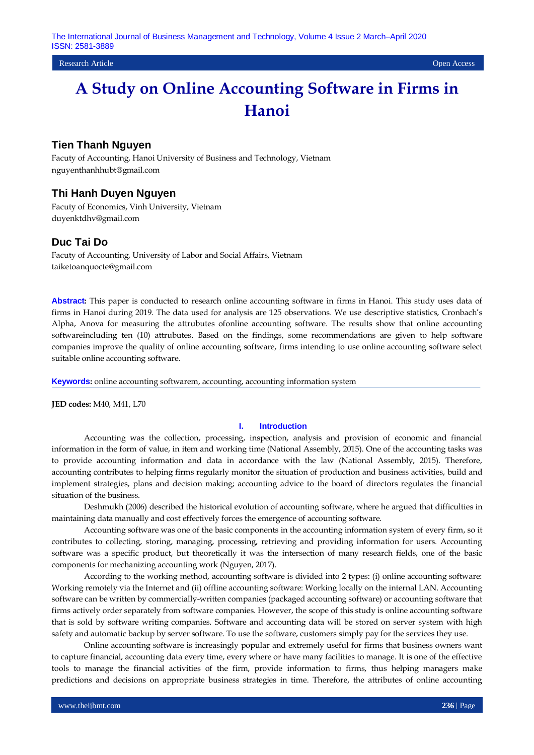Research Article | Open Access

# A Study on Online Accounting Software in Firms in Hanoi

### Tien Thanh Nguyen

Facuty of Accounting, Hanoi University of Business and Technology, Vietnam
nguyenthanhhubt@gmail.com

### Thi Hanh Duyen Nguyen

Facuty of Economics, Vinh University, Vietnam
duyenktdhv@gmail.com

### Duc Tai Do

Facuty of Accounting, University of Labor and Social Affairs, Vietnam
taiketoanquocte@gmail.com

**Abstract:** This paper is conducted to research online accounting software in firms in Hanoi. This study uses data of firms in Hanoi during 2019. The data used for analysis are 125 observations. We use descriptive statistics, Cronbach's Alpha, Anova for measuring the attrubutes ofonline accounting software. The results show that online accounting softwareincluding ten (10) attrubutes. Based on the findings, some recommendations are given to help software companies improve the quality of online accounting software, firms intending to use online accounting software select suitable online accounting software.

**Keywords:** online accounting softwarem, accounting, accounting information system

**JED codes:** M40, M41, L70

## I. Introduction

Accounting was the collection, processing, inspection, analysis and provision of economic and financial information in the form of value, in item and working time (National Assembly, 2015). One of the accounting tasks was to provide accounting information and data in accordance with the law (National Assembly, 2015). Therefore, accounting contributes to helping firms regularly monitor the situation of production and business activities, build and implement strategies, plans and decision making; accounting advice to the board of directors regulates the financial situation of the business.

Deshmukh (2006) described the historical evolution of accounting software, where he argued that difficulties in maintaining data manually and cost effectively forces the emergence of accounting software.

Accounting software was one of the basic components in the accounting information system of every firm, so it contributes to collecting, storing, managing, processing, retrieving and providing information for users. Accounting software was a specific product, but theoretically it was the intersection of many research fields, one of the basic components for mechanizing accounting work (Nguyen, 2017).

According to the working method, accounting software is divided into 2 types: (i) online accounting software: Working remotely via the Internet and (ii) offline accounting software: Working locally on the internal LAN. Accounting software can be written by commercially-written companies (packaged accounting software) or accounting software that firms actively order separately from software companies. However, the scope of this study is online accounting software that is sold by software writing companies. Software and accounting data will be stored on server system with high safety and automatic backup by server software. To use the software, customers simply pay for the services they use.

Online accounting software is increasingly popular and extremely useful for firms that business owners want to capture financial, accounting data every time, every where or have many facilities to manage. It is one of the effective tools to manage the financial activities of the firm, provide information to firms, thus helping managers make predictions and decisions on appropriate business strategies in time. Therefore, the attributes of online accounting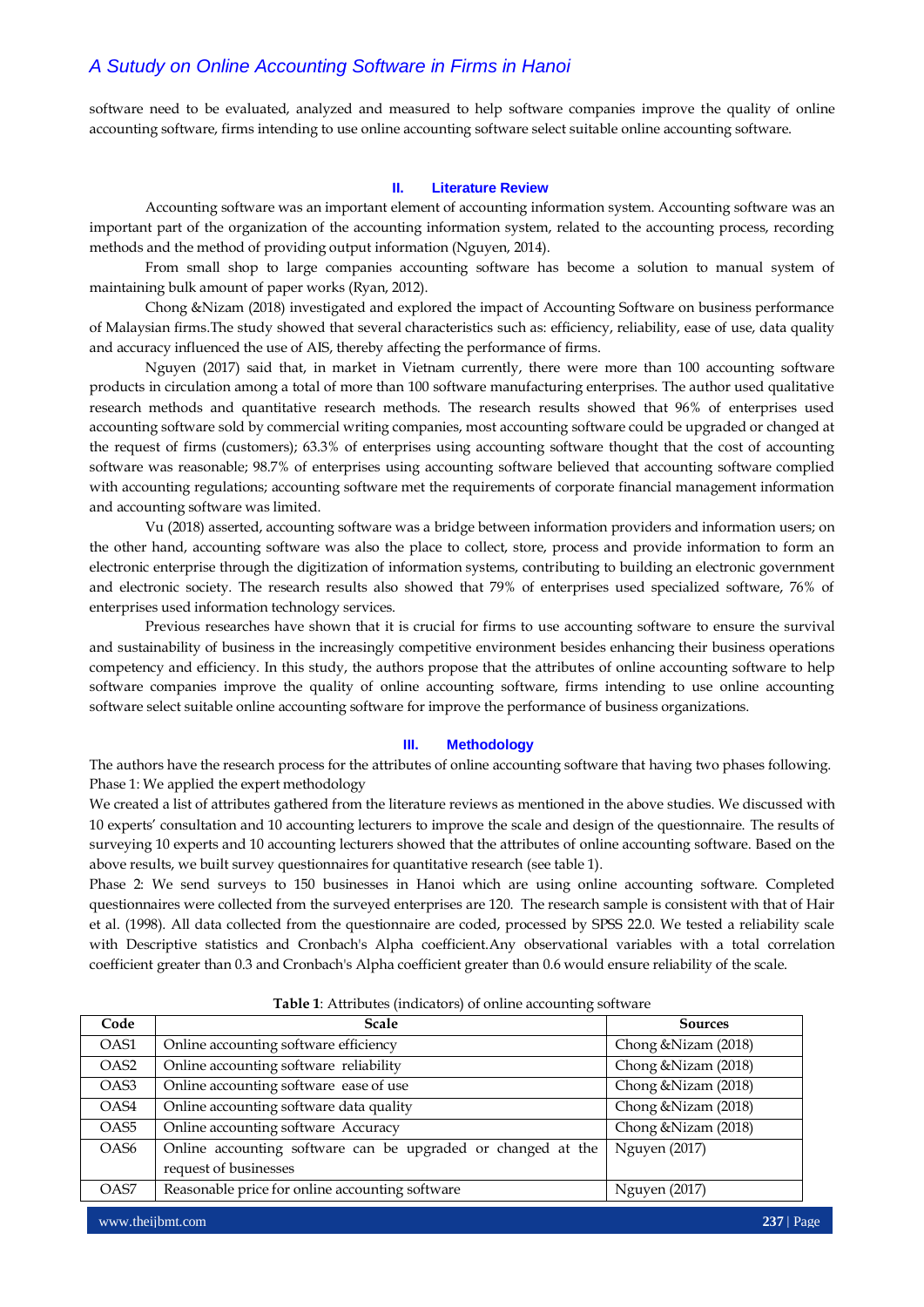software need to be evaluated, analyzed and measured to help software companies improve the quality of online accounting software, firms intending to use online accounting software select suitable online accounting software.

## II. Literature Review

Accounting software was an important element of accounting information system. Accounting software was an important part of the organization of the accounting information system, related to the accounting process, recording methods and the method of providing output information (Nguyen, 2014).

From small shop to large companies accounting software has become a solution to manual system of maintaining bulk amount of paper works (Ryan, 2012).

Chong &Nizam (2018) investigated and explored the impact of Accounting Software on business performance of Malaysian firms.The study showed that several characteristics such as: efficiency, reliability, ease of use, data quality and accuracy influenced the use of AIS, thereby affecting the performance of firms.

Nguyen (2017) said that, in market in Vietnam currently, there were more than 100 accounting software products in circulation among a total of more than 100 software manufacturing enterprises. The author used qualitative research methods and quantitative research methods. The research results showed that 96% of enterprises used accounting software sold by commercial writing companies, most accounting software could be upgraded or changed at the request of firms (customers); 63.3% of enterprises using accounting software thought that the cost of accounting software was reasonable; 98.7% of enterprises using accounting software believed that accounting software complied with accounting regulations; accounting software met the requirements of corporate financial management information and accounting software was limited.

Vu (2018) asserted, accounting software was a bridge between information providers and information users; on the other hand, accounting software was also the place to collect, store, process and provide information to form an electronic enterprise through the digitization of information systems, contributing to building an electronic government and electronic society. The research results also showed that 79% of enterprises used specialized software, 76% of enterprises used information technology services.

Previous researches have shown that it is crucial for firms to use accounting software to ensure the survival and sustainability of business in the increasingly competitive environment besides enhancing their business operations competency and efficiency. In this study, the authors propose that the attributes of online accounting software to help software companies improve the quality of online accounting software, firms intending to use online accounting software select suitable online accounting software for improve the performance of business organizations.

## III. Methodology

The authors have the research process for the attributes of online accounting software that having two phases following.
Phase 1: We applied the expert methodology

We created a list of attributes gathered from the literature reviews as mentioned in the above studies. We discussed with 10 experts' consultation and 10 accounting lecturers to improve the scale and design of the questionnaire. The results of surveying 10 experts and 10 accounting lecturers showed that the attributes of online accounting software. Based on the above results, we built survey questionnaires for quantitative research (see table 1).

Phase 2: We send surveys to 150 businesses in Hanoi which are using online accounting software. Completed questionnaires were collected from the surveyed enterprises are 120. The research sample is consistent with that of Hair et al. (1998). All data collected from the questionnaire are coded, processed by SPSS 22.0. We tested a reliability scale with Descriptive statistics and Cronbach's Alpha coefficient.Any observational variables with a total correlation coefficient greater than 0.3 and Cronbach's Alpha coefficient greater than 0.6 would ensure reliability of the scale.

**Table 1**: Attributes (indicators) of online accounting software

| Code | Scale | Sources |
|---|---|---|
| OAS1 | Online accounting software efficiency | Chong &Nizam (2018) |
| OAS2 | Online accounting software reliability | Chong &Nizam (2018) |
| OAS3 | Online accounting software ease of use | Chong &Nizam (2018) |
| OAS4 | Online accounting software data quality | Chong &Nizam (2018) |
| OAS5 | Online accounting software Accuracy | Chong &Nizam (2018) |
| OAS6 | Online accounting software can be upgraded or changed at the request of businesses | Nguyen (2017) |
| OAS7 | Reasonable price for online accounting software | Nguyen (2017) |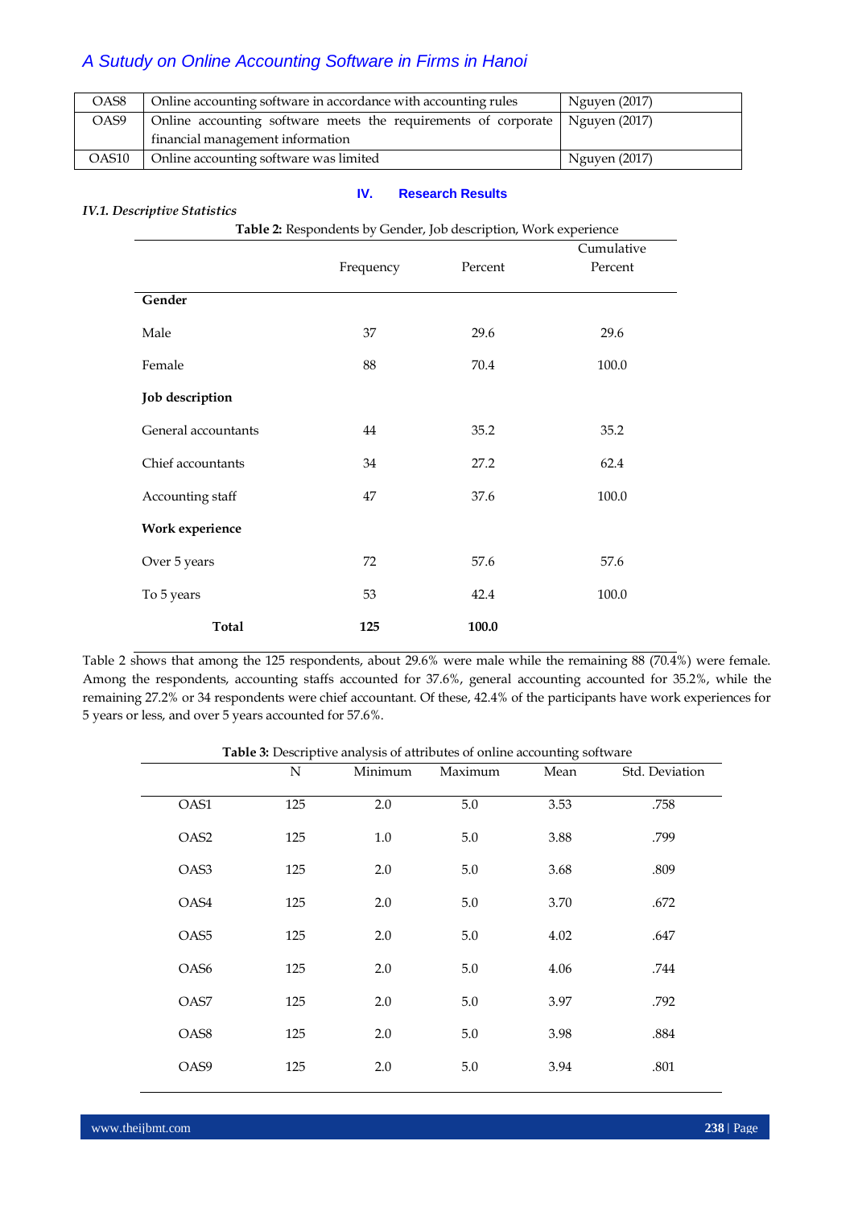| OAS8 | Online accounting software in accordance with accounting rules | Nguyen (2017) |
|---|---|---|
| OAS9 | Online accounting software meets the requirements of corporate financial management information | Nguyen (2017) |
| OAS10 | Online accounting software was limited | Nguyen (2017) |

## IV. Research Results

### *IV.1. Descriptive Statistics*

**Table 2:** Respondents by Gender, Job description, Work experience

| | Frequency | Percent | Cumulative Percent |
|---|---|---|---|
| **Gender** | | | |
| Male | 37 | 29.6 | 29.6 |
| Female | 88 | 70.4 | 100.0 |
| **Job description** | | | |
| General accountants | 44 | 35.2 | 35.2 |
| Chief accountants | 34 | 27.2 | 62.4 |
| Accounting staff | 47 | 37.6 | 100.0 |
| **Work experience** | | | |
| Over 5 years | 72 | 57.6 | 57.6 |
| To 5 years | 53 | 42.4 | 100.0 |
| **Total** | **125** | **100.0** | |

Table 2 shows that among the 125 respondents, about 29.6% were male while the remaining 88 (70.4%) were female. Among the respondents, accounting staffs accounted for 37.6%, general accounting accounted for 35.2%, while the remaining 27.2% or 34 respondents were chief accountant. Of these, 42.4% of the participants have work experiences for 5 years or less, and over 5 years accounted for 57.6%.

**Table 3:** Descriptive analysis of attributes of online accounting software

| | N | Minimum | Maximum | Mean | Std. Deviation |
|---|---|---|---|---|---|
| OAS1 | 125 | 2.0 | 5.0 | 3.53 | .758 |
| OAS2 | 125 | 1.0 | 5.0 | 3.88 | .799 |
| OAS3 | 125 | 2.0 | 5.0 | 3.68 | .809 |
| OAS4 | 125 | 2.0 | 5.0 | 3.70 | .672 |
| OAS5 | 125 | 2.0 | 5.0 | 4.02 | .647 |
| OAS6 | 125 | 2.0 | 5.0 | 4.06 | .744 |
| OAS7 | 125 | 2.0 | 5.0 | 3.97 | .792 |
| OAS8 | 125 | 2.0 | 5.0 | 3.98 | .884 |
| OAS9 | 125 | 2.0 | 5.0 | 3.94 | .801 |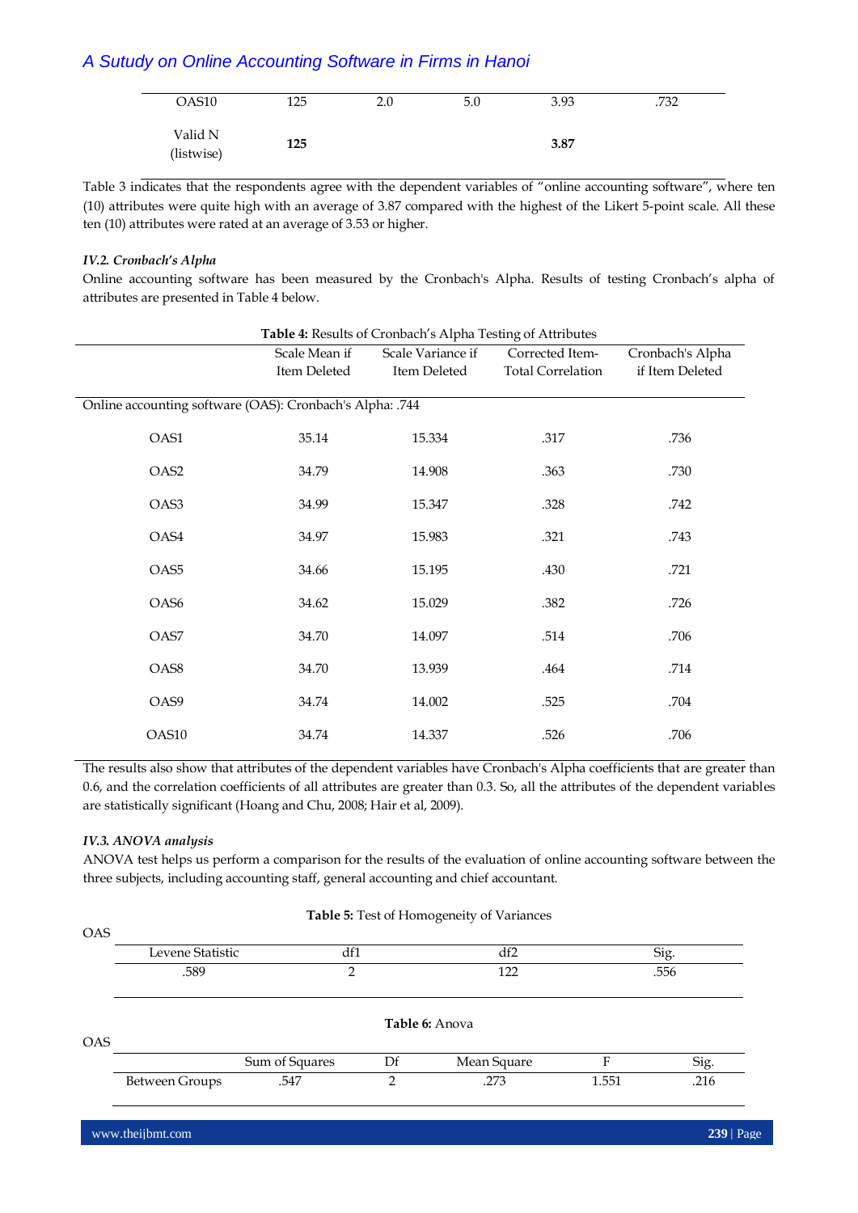| OAS10 | 125 | 2.0 | 5.0 | 3.93 | .732 |
|---|---|---|---|---|---|
| Valid N (listwise) | **125** | | | **3.87** | |

Table 3 indicates that the respondents agree with the dependent variables of "online accounting software", where ten (10) attributes were quite high with an average of 3.87 compared with the highest of the Likert 5-point scale. All these ten (10) attributes were rated at an average of 3.53 or higher.

### *IV.2. Cronbach's Alpha*

Online accounting software has been measured by the Cronbach's Alpha. Results of testing Cronbach's alpha of attributes are presented in Table 4 below.

**Table 4:** Results of Cronbach's Alpha Testing of Attributes

| | Scale Mean if Item Deleted | Scale Variance if Item Deleted | Corrected Item-Total Correlation | Cronbach's Alpha if Item Deleted |
|---|---|---|---|---|
| Online accounting software (OAS): Cronbach's Alpha: .744 | | | | |
| OAS1 | 35.14 | 15.334 | .317 | .736 |
| OAS2 | 34.79 | 14.908 | .363 | .730 |
| OAS3 | 34.99 | 15.347 | .328 | .742 |
| OAS4 | 34.97 | 15.983 | .321 | .743 |
| OAS5 | 34.66 | 15.195 | .430 | .721 |
| OAS6 | 34.62 | 15.029 | .382 | .726 |
| OAS7 | 34.70 | 14.097 | .514 | .706 |
| OAS8 | 34.70 | 13.939 | .464 | .714 |
| OAS9 | 34.74 | 14.002 | .525 | .704 |
| OAS10 | 34.74 | 14.337 | .526 | .706 |

The results also show that attributes of the dependent variables have Cronbach's Alpha coefficients that are greater than 0.6, and the correlation coefficients of all attributes are greater than 0.3. So, all the attributes of the dependent variables are statistically significant (Hoang and Chu, 2008; Hair et al, 2009).

### *IV.3. ANOVA analysis*

ANOVA test helps us perform a comparison for the results of the evaluation of online accounting software between the three subjects, including accounting staff, general accounting and chief accountant.

**Table 5:** Test of Homogeneity of Variances

OAS

| Levene Statistic | df1 | df2 | Sig. |
|---|---|---|---|
| .589 | 2 | 122 | .556 |

**Table 6:** Anova

OAS

| | Sum of Squares | Df | Mean Square | F | Sig. |
|---|---|---|---|---|---|
| Between Groups | .547 | 2 | .273 | 1.551 | .216 |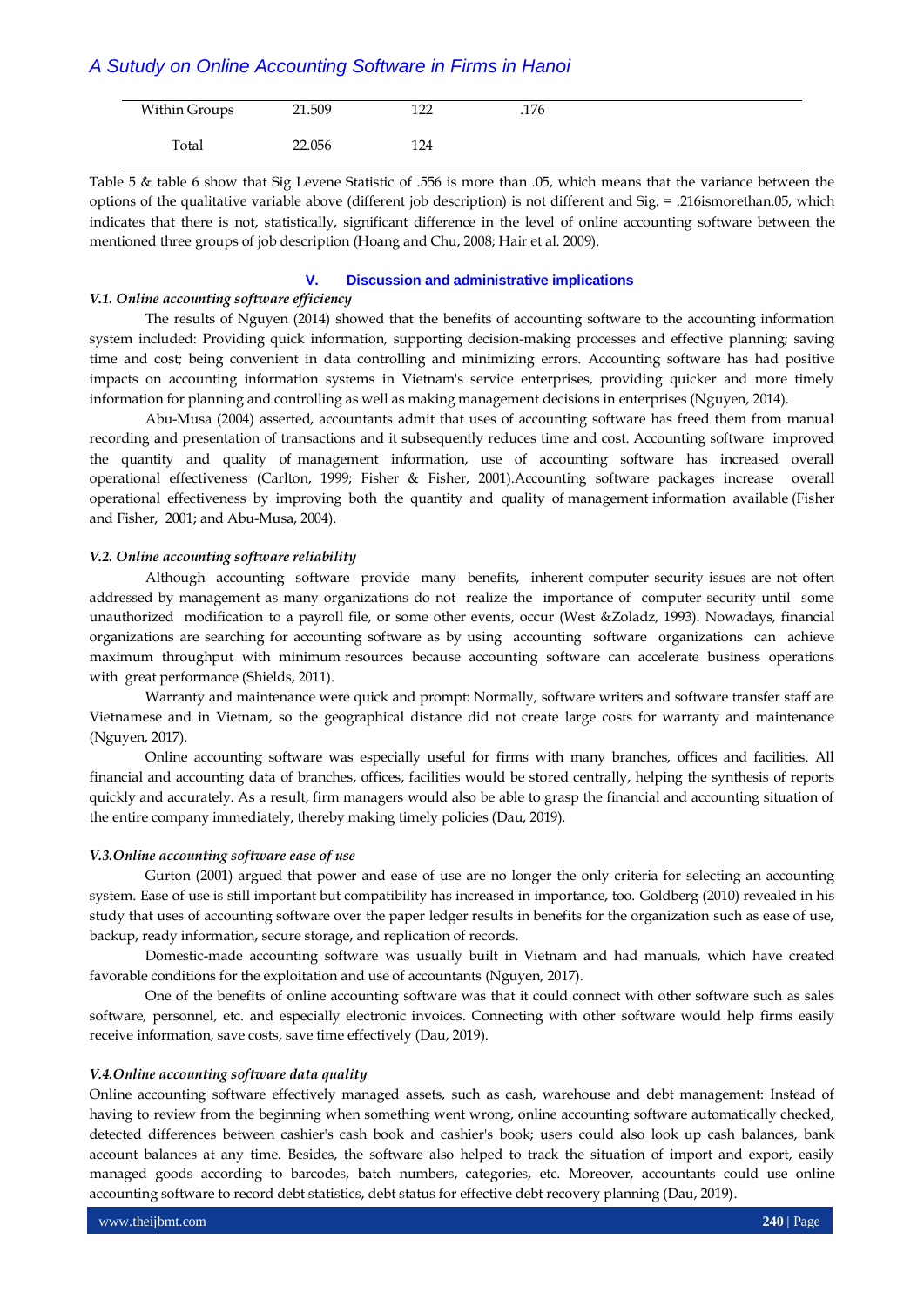| | | | |
|---|---|---|---|
| Within Groups | 21.509 | 122 | .176 |
| Total | 22.056 | 124 | |

Table 5 & table 6 show that Sig Levene Statistic of .556 is more than .05, which means that the variance between the options of the qualitative variable above (different job description) is not different and Sig. = .216ismorethan.05, which indicates that there is not, statistically, significant difference in the level of online accounting software between the mentioned three groups of job description (Hoang and Chu, 2008; Hair et al. 2009).

## V. Discussion and administrative implications

### *V.1. Online accounting software efficiency*

The results of Nguyen (2014) showed that the benefits of accounting software to the accounting information system included: Providing quick information, supporting decision-making processes and effective planning; saving time and cost; being convenient in data controlling and minimizing errors. Accounting software has had positive impacts on accounting information systems in Vietnam's service enterprises, providing quicker and more timely information for planning and controlling as well as making management decisions in enterprises (Nguyen, 2014).

Abu-Musa (2004) asserted, accountants admit that uses of accounting software has freed them from manual recording and presentation of transactions and it subsequently reduces time and cost. Accounting software improved the quantity and quality of management information, use of accounting software has increased overall operational effectiveness (Carlton, 1999; Fisher & Fisher, 2001).Accounting software packages increase overall operational effectiveness by improving both the quantity and quality of management information available (Fisher and Fisher, 2001; and Abu-Musa, 2004).

### *V.2. Online accounting software reliability*

Although accounting software provide many benefits, inherent computer security issues are not often addressed by management as many organizations do not realize the importance of computer security until some unauthorized modification to a payroll file, or some other events, occur (West &Zoladz, 1993). Nowadays, financial organizations are searching for accounting software as by using accounting software organizations can achieve maximum throughput with minimum resources because accounting software can accelerate business operations with great performance (Shields, 2011).

Warranty and maintenance were quick and prompt: Normally, software writers and software transfer staff are Vietnamese and in Vietnam, so the geographical distance did not create large costs for warranty and maintenance (Nguyen, 2017).

Online accounting software was especially useful for firms with many branches, offices and facilities. All financial and accounting data of branches, offices, facilities would be stored centrally, helping the synthesis of reports quickly and accurately. As a result, firm managers would also be able to grasp the financial and accounting situation of the entire company immediately, thereby making timely policies (Dau, 2019).

### *V.3.Online accounting software ease of use*

Gurton (2001) argued that power and ease of use are no longer the only criteria for selecting an accounting system. Ease of use is still important but compatibility has increased in importance, too. Goldberg (2010) revealed in his study that uses of accounting software over the paper ledger results in benefits for the organization such as ease of use, backup, ready information, secure storage, and replication of records.

Domestic-made accounting software was usually built in Vietnam and had manuals, which have created favorable conditions for the exploitation and use of accountants (Nguyen, 2017).

One of the benefits of online accounting software was that it could connect with other software such as sales software, personnel, etc. and especially electronic invoices. Connecting with other software would help firms easily receive information, save costs, save time effectively (Dau, 2019).

### *V.4.Online accounting software data quality*

Online accounting software effectively managed assets, such as cash, warehouse and debt management: Instead of having to review from the beginning when something went wrong, online accounting software automatically checked, detected differences between cashier's cash book and cashier's book; users could also look up cash balances, bank account balances at any time. Besides, the software also helped to track the situation of import and export, easily managed goods according to barcodes, batch numbers, categories, etc. Moreover, accountants could use online accounting software to record debt statistics, debt status for effective debt recovery planning (Dau, 2019).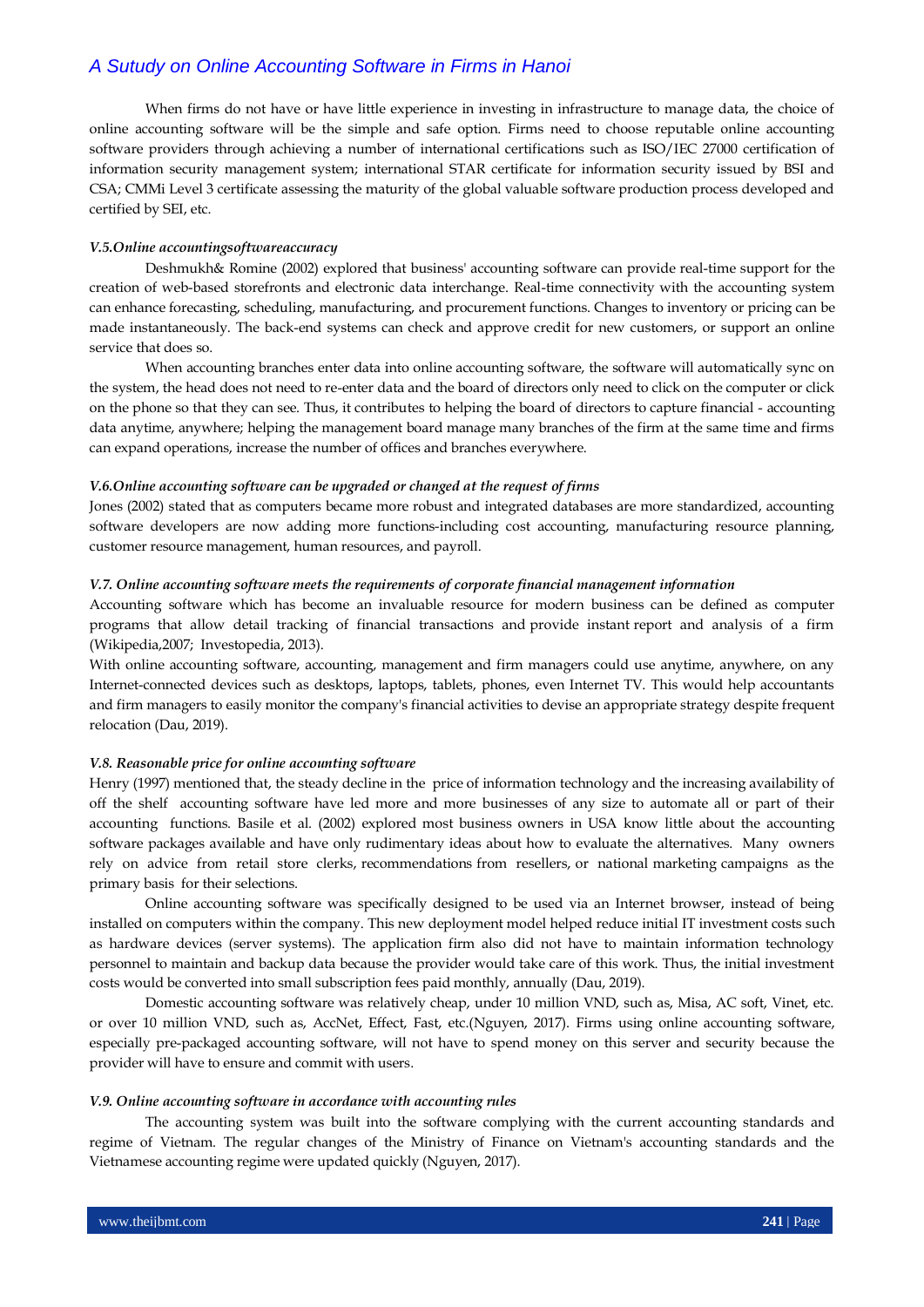When firms do not have or have little experience in investing in infrastructure to manage data, the choice of online accounting software will be the simple and safe option. Firms need to choose reputable online accounting software providers through achieving a number of international certifications such as ISO/IEC 27000 certification of information security management system; international STAR certificate for information security issued by BSI and CSA; CMMi Level 3 certificate assessing the maturity of the global valuable software production process developed and certified by SEI, etc.

### *V.5.Online accountingsoftwareaccuracy*

Deshmukh& Romine (2002) explored that business' accounting software can provide real-time support for the creation of web-based storefronts and electronic data interchange. Real-time connectivity with the accounting system can enhance forecasting, scheduling, manufacturing, and procurement functions. Changes to inventory or pricing can be made instantaneously. The back-end systems can check and approve credit for new customers, or support an online service that does so.

When accounting branches enter data into online accounting software, the software will automatically sync on the system, the head does not need to re-enter data and the board of directors only need to click on the computer or click on the phone so that they can see. Thus, it contributes to helping the board of directors to capture financial - accounting data anytime, anywhere; helping the management board manage many branches of the firm at the same time and firms can expand operations, increase the number of offices and branches everywhere.

### *V.6.Online accounting software can be upgraded or changed at the request of firms*

Jones (2002) stated that as computers became more robust and integrated databases are more standardized, accounting software developers are now adding more functions-including cost accounting, manufacturing resource planning, customer resource management, human resources, and payroll.

### *V.7. Online accounting software meets the requirements of corporate financial management information*

Accounting software which has become an invaluable resource for modern business can be defined as computer programs that allow detail tracking of financial transactions and provide instant report and analysis of a firm (Wikipedia,2007; Investopedia, 2013).

With online accounting software, accounting, management and firm managers could use anytime, anywhere, on any Internet-connected devices such as desktops, laptops, tablets, phones, even Internet TV. This would help accountants and firm managers to easily monitor the company's financial activities to devise an appropriate strategy despite frequent relocation (Dau, 2019).

### *V.8. Reasonable price for online accounting software*

Henry (1997) mentioned that, the steady decline in the price of information technology and the increasing availability of off the shelf accounting software have led more and more businesses of any size to automate all or part of their accounting functions. Basile et al. (2002) explored most business owners in USA know little about the accounting software packages available and have only rudimentary ideas about how to evaluate the alternatives. Many owners rely on advice from retail store clerks, recommendations from resellers, or national marketing campaigns as the primary basis for their selections.

Online accounting software was specifically designed to be used via an Internet browser, instead of being installed on computers within the company. This new deployment model helped reduce initial IT investment costs such as hardware devices (server systems). The application firm also did not have to maintain information technology personnel to maintain and backup data because the provider would take care of this work. Thus, the initial investment costs would be converted into small subscription fees paid monthly, annually (Dau, 2019).

Domestic accounting software was relatively cheap, under 10 million VND, such as, Misa, AC soft, Vinet, etc. or over 10 million VND, such as, AccNet, Effect, Fast, etc.(Nguyen, 2017). Firms using online accounting software, especially pre-packaged accounting software, will not have to spend money on this server and security because the provider will have to ensure and commit with users.

### *V.9. Online accounting software in accordance with accounting rules*

The accounting system was built into the software complying with the current accounting standards and regime of Vietnam. The regular changes of the Ministry of Finance on Vietnam's accounting standards and the Vietnamese accounting regime were updated quickly (Nguyen, 2017).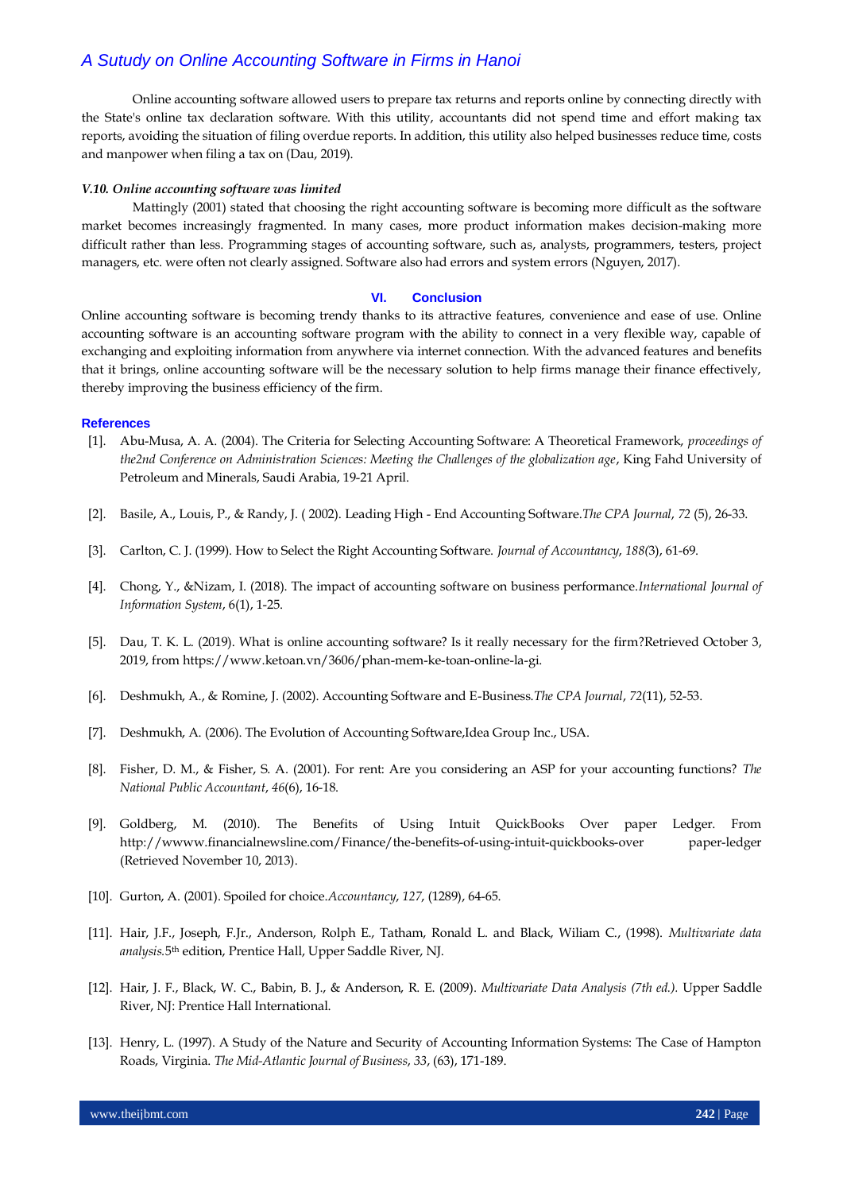Online accounting software allowed users to prepare tax returns and reports online by connecting directly with the State's online tax declaration software. With this utility, accountants did not spend time and effort making tax reports, avoiding the situation of filing overdue reports. In addition, this utility also helped businesses reduce time, costs and manpower when filing a tax on (Dau, 2019).

### *V.10. Online accounting software was limited*

Mattingly (2001) stated that choosing the right accounting software is becoming more difficult as the software market becomes increasingly fragmented. In many cases, more product information makes decision-making more difficult rather than less. Programming stages of accounting software, such as, analysts, programmers, testers, project managers, etc. were often not clearly assigned. Software also had errors and system errors (Nguyen, 2017).

## VI. Conclusion

Online accounting software is becoming trendy thanks to its attractive features, convenience and ease of use. Online accounting software is an accounting software program with the ability to connect in a very flexible way, capable of exchanging and exploiting information from anywhere via internet connection. With the advanced features and benefits that it brings, online accounting software will be the necessary solution to help firms manage their finance effectively, thereby improving the business efficiency of the firm.

## References

[1]. Abu-Musa, A. A. (2004). The Criteria for Selecting Accounting Software: A Theoretical Framework, *proceedings of the2nd Conference on Administration Sciences: Meeting the Challenges of the globalization age*, King Fahd University of Petroleum and Minerals, Saudi Arabia, 19-21 April.

[2]. Basile, A., Louis, P., & Randy, J. ( 2002). Leading High - End Accounting Software.*The CPA Journal*, *72* (5), 26-33.

[3]. Carlton, C. J. (1999). How to Select the Right Accounting Software. *Journal of Accountancy*, *188(*3), 61-69.

[4]. Chong, Y., &Nizam, I. (2018). The impact of accounting software on business performance.*International Journal of Information System*, 6(1), 1-25.

[5]. Dau, T. K. L. (2019). What is online accounting software? Is it really necessary for the firm?Retrieved October 3, 2019, from https://www.ketoan.vn/3606/phan-mem-ke-toan-online-la-gi.

[6]. Deshmukh, A., & Romine, J. (2002). Accounting Software and E-Business.*The CPA Journal*, *72*(11), 52-53.

[7]. Deshmukh, A. (2006). The Evolution of Accounting Software,Idea Group Inc., USA.

[8]. Fisher, D. M., & Fisher, S. A. (2001). For rent: Are you considering an ASP for your accounting functions? *The National Public Accountant*, *46*(6), 16-18.

[9]. Goldberg, M. (2010). The Benefits of Using Intuit QuickBooks Over paper Ledger. From http://wwww.financialnewsline.com/Finance/the-benefits-of-using-intuit-quickbooks-over paper-ledger (Retrieved November 10, 2013).

[10]. Gurton, A. (2001). Spoiled for choice.*Accountancy*, *127*, (1289), 64-65.

[11]. Hair, J.F., Joseph, F.Jr., Anderson, Rolph E., Tatham, Ronald L. and Black, Wiliam C., (1998). *Multivariate data analysis.*5th edition, Prentice Hall, Upper Saddle River, NJ.

[12]. Hair, J. F., Black, W. C., Babin, B. J., & Anderson, R. E. (2009). *Multivariate Data Analysis (7th ed.).* Upper Saddle River, NJ: Prentice Hall International.

[13]. Henry, L. (1997). A Study of the Nature and Security of Accounting Information Systems: The Case of Hampton Roads, Virginia. *The Mid-Atlantic Journal of Business*, *33*, (63), 171-189.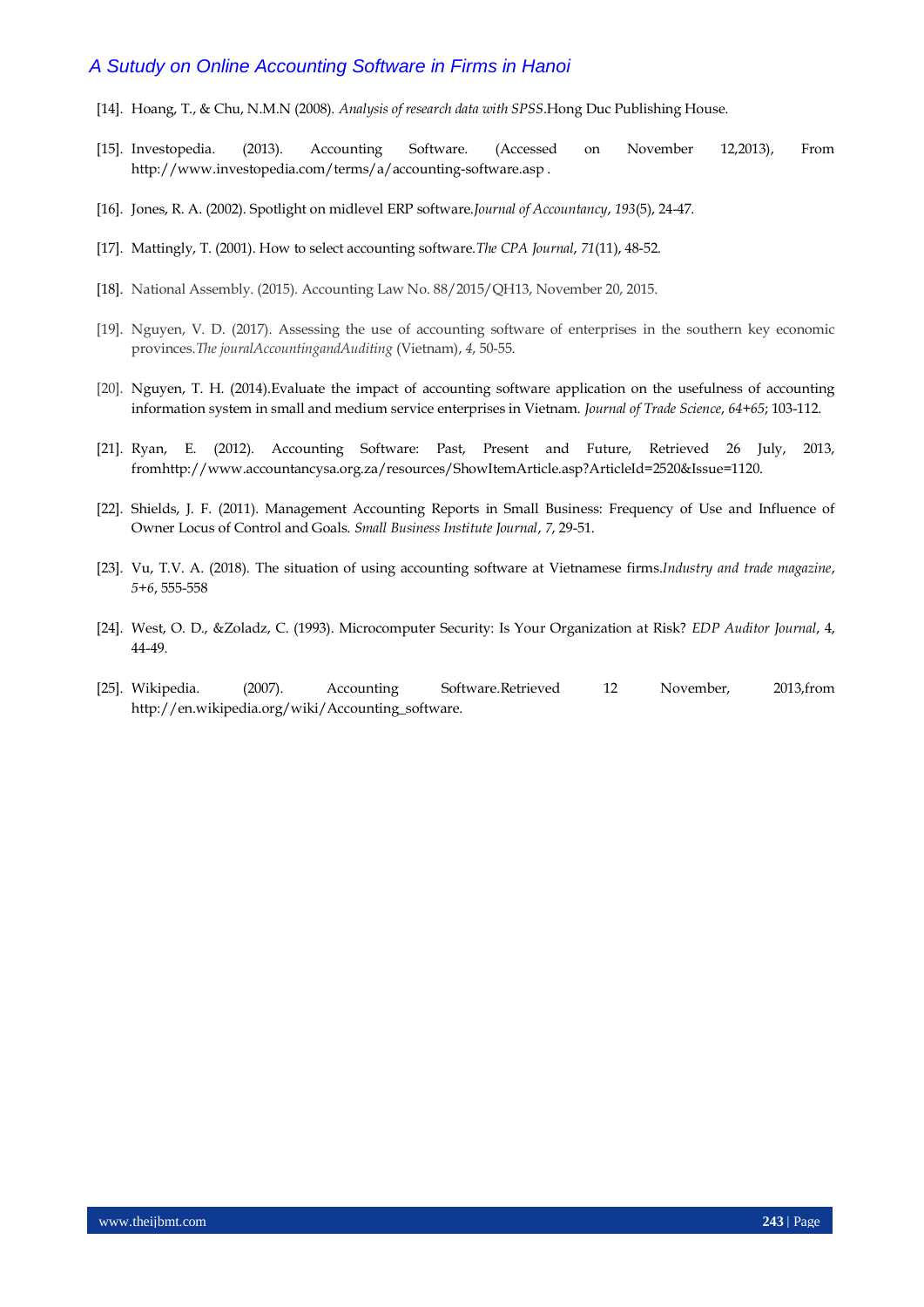[14]. Hoang, T., & Chu, N.M.N (2008). *Analysis of research data with SPSS*.Hong Duc Publishing House.

[15]. Investopedia. (2013). Accounting Software. (Accessed on November 12,2013), From http://www.investopedia.com/terms/a/accounting-software.asp .

[16]. Jones, R. A. (2002). Spotlight on midlevel ERP software.*Journal of Accountancy*, *193*(5), 24-47.

[17]. Mattingly, T. (2001). How to select accounting software.*The CPA Journal*, *71*(11), 48-52.

[18]. National Assembly. (2015). Accounting Law No. 88/2015/QH13, November 20, 2015.

[19]. Nguyen, V. D. (2017). Assessing the use of accounting software of enterprises in the southern key economic provinces.*The jouralAccountingandAuditing* (Vietnam), *4,* 50-55.

[20]. Nguyen, T. H. (2014).Evaluate the impact of accounting software application on the usefulness of accounting information system in small and medium service enterprises in Vietnam. *Journal of Trade Science*, *64+65*; 103-112.

[21]. Ryan, E. (2012). Accounting Software: Past, Present and Future, Retrieved 26 July, 2013, fromhttp://www.accountancysa.org.za/resources/ShowItemArticle.asp?ArticleId=2520&Issue=1120.

[22]. Shields, J. F. (2011). Management Accounting Reports in Small Business: Frequency of Use and Influence of Owner Locus of Control and Goals. *Small Business Institute Journal*, *7*, 29-51.

[23]. Vu, T.V. A. (2018). The situation of using accounting software at Vietnamese firms.*Industry and trade magazine*, *5+6*, 555-558

[24]. West, O. D., &Zoladz, C. (1993). Microcomputer Security: Is Your Organization at Risk? *EDP Auditor Journal*, 4, 44-49.

[25]. Wikipedia. (2007). Accounting Software.Retrieved 12 November, 2013,from http://en.wikipedia.org/wiki/Accounting_software.